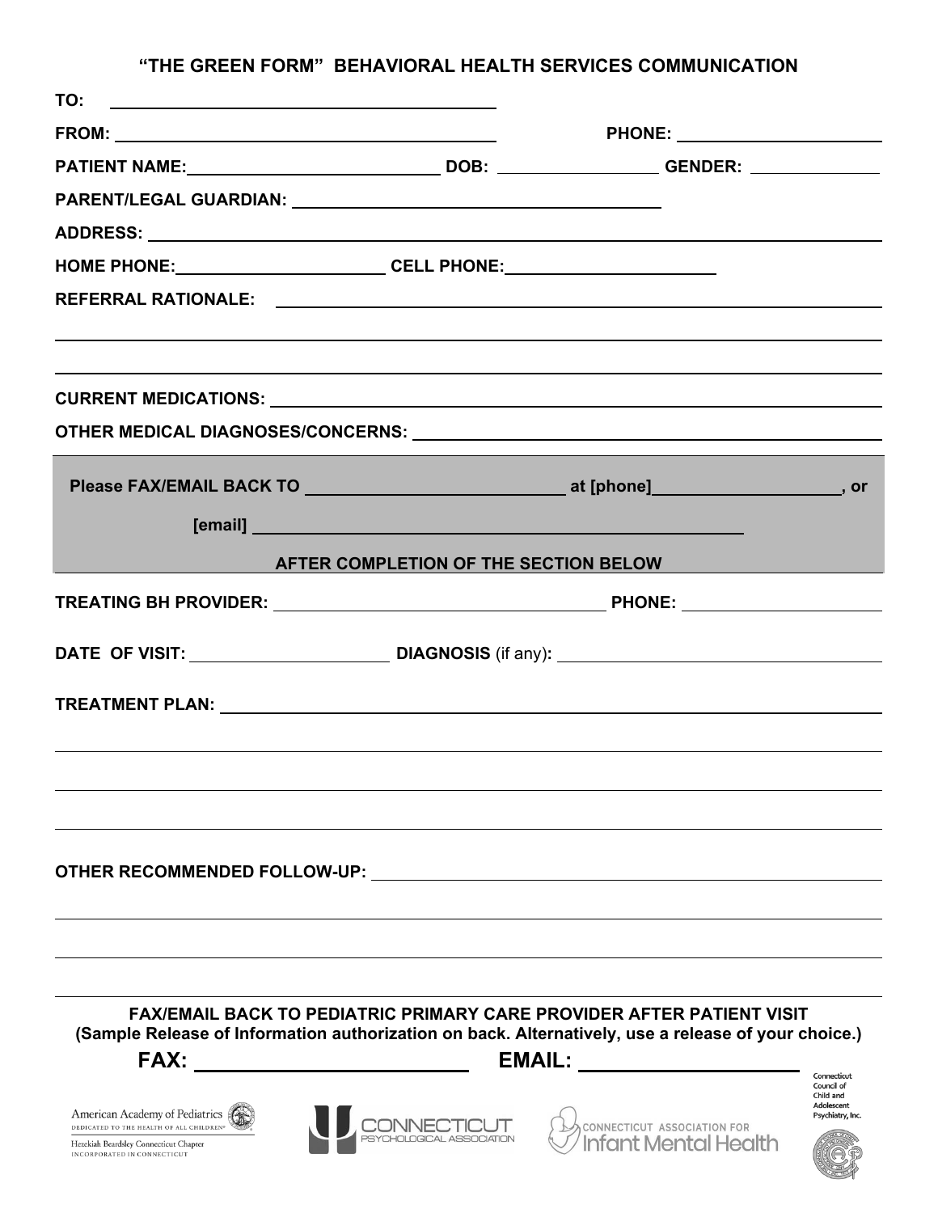# "THE GREEN FORM" BEHAVIORAL HEALTH SERVICES COMMUNICATION

**TO:** ______________________________

**FROM:** ______________________________ **PHONE:** ________________

**PATIENT NAME:** ____________________ **DOB:** ____________ **GENDER:** __________

**PARENT/LEGAL GUARDIAN:** ______________________________

**ADDRESS:** ______________________________________________

**HOME PHONE:** ________________ **CELL PHONE:** ________________

**REFERRAL RATIONALE:** ______________________________________________

______________________________________________

______________________________________________

**CURRENT MEDICATIONS:** ______________________________________________

**OTHER MEDICAL DIAGNOSES/CONCERNS:** ______________________________________________

**Please FAX/EMAIL BACK TO** ____________________ **at [phone]** ________________**, or**

**[email]** ______________________________________

**AFTER COMPLETION OF THE SECTION BELOW**

**TREATING BH PROVIDER:** ______________________________ **PHONE:** ________________

**DATE OF VISIT:** ________________ **DIAGNOSIS** (if any)**:** ______________________________

**TREATMENT PLAN:** ______________________________________________

______________________________________________

______________________________________________

______________________________________________

**OTHER RECOMMENDED FOLLOW-UP:** ______________________________________________

______________________________________________

______________________________________________

______________________________________________

**FAX/EMAIL BACK TO PEDIATRIC PRIMARY CARE PROVIDER AFTER PATIENT VISIT**
**(Sample Release of Information authorization on back. Alternatively, use a release of your choice.)**

**FAX:** ____________________ **EMAIL:** ____________________

American Academy of Pediatrics — DEDICATED TO THE HEALTH OF ALL CHILDREN — Hezekiah Beardsley Connecticut Chapter — INCORPORATED IN CONNECTICUT

CONNECTICUT PSYCHOLOGICAL ASSOCIATION

CONNECTICUT ASSOCIATION FOR Infant Mental Health

Connecticut Council of Child and Adolescent Psychiatry, Inc.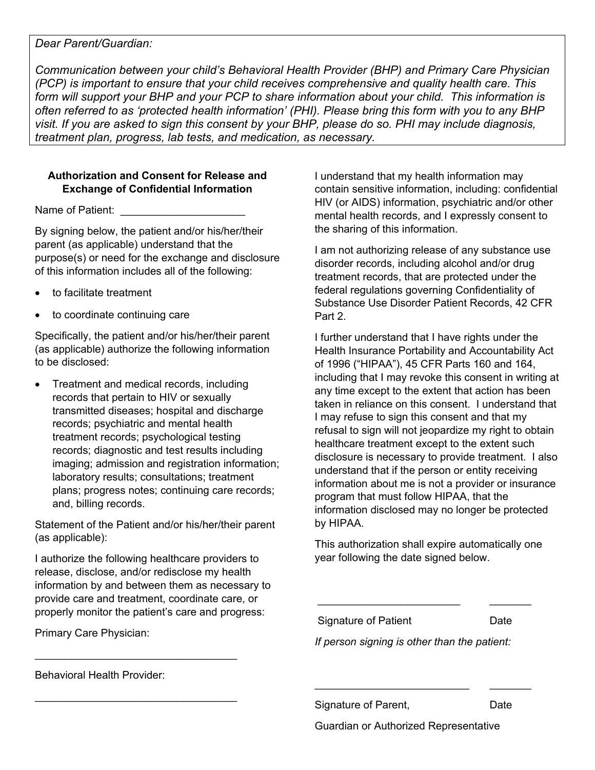*Dear Parent/Guardian:*

*Communication between your child's Behavioral Health Provider (BHP) and Primary Care Physician (PCP) is important to ensure that your child receives comprehensive and quality health care. This form will support your BHP and your PCP to share information about your child. This information is often referred to as 'protected health information' (PHI). Please bring this form with you to any BHP visit. If you are asked to sign this consent by your BHP, please do so. PHI may include diagnosis, treatment plan, progress, lab tests, and medication, as necessary.*

**Authorization and Consent for Release and Exchange of Confidential Information**

Name of Patient: _____________________

By signing below, the patient and/or his/her/their parent (as applicable) understand that the purpose(s) or need for the exchange and disclosure of this information includes all of the following:

- to facilitate treatment
- to coordinate continuing care

Specifically, the patient and/or his/her/their parent (as applicable) authorize the following information to be disclosed:

- Treatment and medical records, including records that pertain to HIV or sexually transmitted diseases; hospital and discharge records; psychiatric and mental health treatment records; psychological testing records; diagnostic and test results including imaging; admission and registration information; laboratory results; consultations; treatment plans; progress notes; continuing care records; and, billing records.

Statement of the Patient and/or his/her/their parent (as applicable):

I authorize the following healthcare providers to release, disclose, and/or redisclose my health information by and between them as necessary to provide care and treatment, coordinate care, or properly monitor the patient's care and progress:

Primary Care Physician:

___________________________________

Behavioral Health Provider:

___________________________________

I understand that my health information may contain sensitive information, including: confidential HIV (or AIDS) information, psychiatric and/or other mental health records, and I expressly consent to the sharing of this information.

I am not authorizing release of any substance use disorder records, including alcohol and/or drug treatment records, that are protected under the federal regulations governing Confidentiality of Substance Use Disorder Patient Records, 42 CFR Part 2.

I further understand that I have rights under the Health Insurance Portability and Accountability Act of 1996 ("HIPAA"), 45 CFR Parts 160 and 164, including that I may revoke this consent in writing at any time except to the extent that action has been taken in reliance on this consent. I understand that I may refuse to sign this consent and that my refusal to sign will not jeopardize my right to obtain healthcare treatment except to the extent such disclosure is necessary to provide treatment. I also understand that if the person or entity receiving information about me is not a provider or insurance program that must follow HIPAA, that the information disclosed may no longer be protected by HIPAA.

This authorization shall expire automatically one year following the date signed below.

_________________________ _______

Signature of Patient Date

*If person signing is other than the patient:*

___________________________ _______

Signature of Parent, Date

Guardian or Authorized Representative